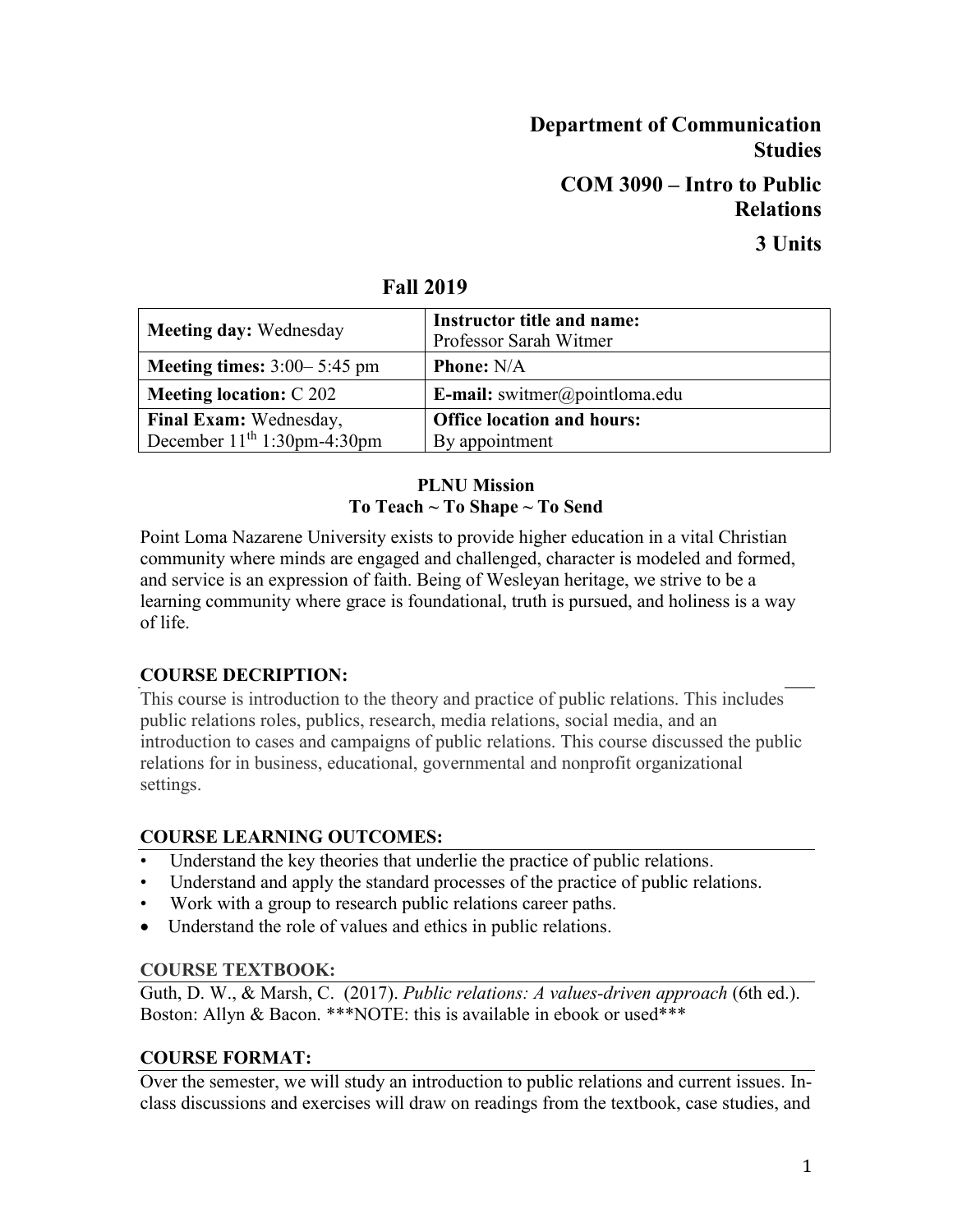# Department of Communication Studies

## COM 3090 – Intro to Public Relations

## 3 Units

## Fall 2019

| Meeting day: Wednesday | Instructor title and name: Professor Sarah Witmer |
|---|---|
| **Meeting times:** 3:00– 5:45 pm | **Phone:** N/A |
| **Meeting location:** C 202 | **E-mail:** switmer@pointloma.edu |
| **Final Exam:** Wednesday, December 11th 1:30pm-4:30pm | **Office location and hours:** By appointment |

**PLNU Mission**
**To Teach ~ To Shape ~ To Send**

Point Loma Nazarene University exists to provide higher education in a vital Christian community where minds are engaged and challenged, character is modeled and formed, and service is an expression of faith. Being of Wesleyan heritage, we strive to be a learning community where grace is foundational, truth is pursued, and holiness is a way of life.

### COURSE DECRIPTION:

This course is introduction to the theory and practice of public relations. This includes public relations roles, publics, research, media relations, social media, and an introduction to cases and campaigns of public relations. This course discussed the public relations for in business, educational, governmental and nonprofit organizational settings.

### COURSE LEARNING OUTCOMES:

- Understand the key theories that underlie the practice of public relations.
- Understand and apply the standard processes of the practice of public relations.
- Work with a group to research public relations career paths.
- Understand the role of values and ethics in public relations.

### COURSE TEXTBOOK:

Guth, D. W., & Marsh, C. (2017). *Public relations: A values-driven approach* (6th ed.). Boston: Allyn & Bacon. ***NOTE: this is available in ebook or used***

### COURSE FORMAT:

Over the semester, we will study an introduction to public relations and current issues. In-class discussions and exercises will draw on readings from the textbook, case studies, and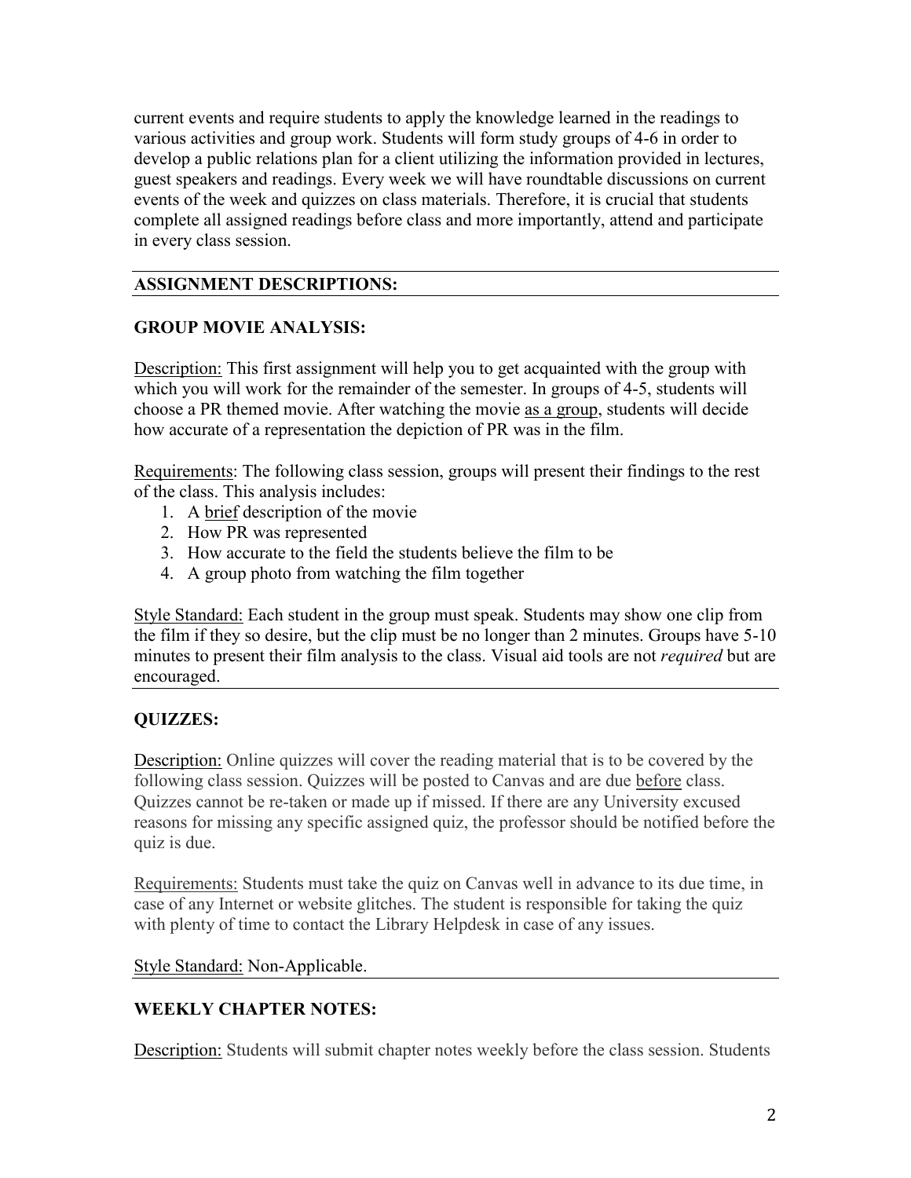current events and require students to apply the knowledge learned in the readings to various activities and group work. Students will form study groups of 4-6 in order to develop a public relations plan for a client utilizing the information provided in lectures, guest speakers and readings. Every week we will have roundtable discussions on current events of the week and quizzes on class materials. Therefore, it is crucial that students complete all assigned readings before class and more importantly, attend and participate in every class session.

## ASSIGNMENT DESCRIPTIONS:

### GROUP MOVIE ANALYSIS:

Description: This first assignment will help you to get acquainted with the group with which you will work for the remainder of the semester. In groups of 4-5, students will choose a PR themed movie. After watching the movie as a group, students will decide how accurate of a representation the depiction of PR was in the film.

Requirements: The following class session, groups will present their findings to the rest of the class. This analysis includes:

1. A brief description of the movie
2. How PR was represented
3. How accurate to the field the students believe the film to be
4. A group photo from watching the film together

Style Standard: Each student in the group must speak. Students may show one clip from the film if they so desire, but the clip must be no longer than 2 minutes. Groups have 5-10 minutes to present their film analysis to the class. Visual aid tools are not *required* but are encouraged.

### QUIZZES:

Description: Online quizzes will cover the reading material that is to be covered by the following class session. Quizzes will be posted to Canvas and are due before class. Quizzes cannot be re-taken or made up if missed. If there are any University excused reasons for missing any specific assigned quiz, the professor should be notified before the quiz is due.

Requirements: Students must take the quiz on Canvas well in advance to its due time, in case of any Internet or website glitches. The student is responsible for taking the quiz with plenty of time to contact the Library Helpdesk in case of any issues.

Style Standard: Non-Applicable.

### WEEKLY CHAPTER NOTES:

Description: Students will submit chapter notes weekly before the class session. Students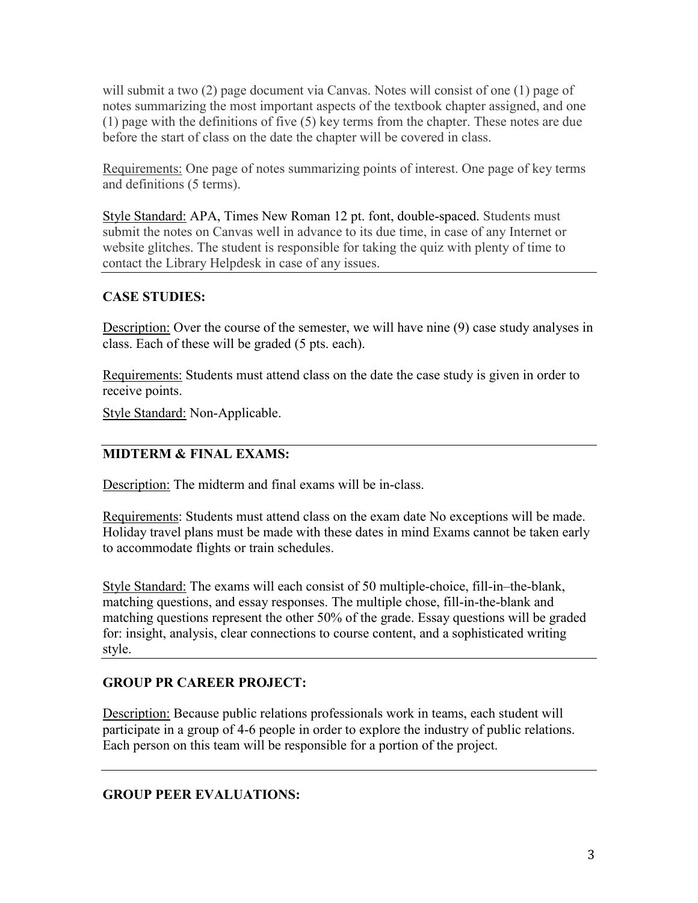will submit a two (2) page document via Canvas. Notes will consist of one (1) page of notes summarizing the most important aspects of the textbook chapter assigned, and one (1) page with the definitions of five (5) key terms from the chapter. These notes are due before the start of class on the date the chapter will be covered in class.

Requirements: One page of notes summarizing points of interest. One page of key terms and definitions (5 terms).

Style Standard: APA, Times New Roman 12 pt. font, double-spaced. Students must submit the notes on Canvas well in advance to its due time, in case of any Internet or website glitches. The student is responsible for taking the quiz with plenty of time to contact the Library Helpdesk in case of any issues.

---

**CASE STUDIES:**

Description: Over the course of the semester, we will have nine (9) case study analyses in class. Each of these will be graded (5 pts. each).

Requirements: Students must attend class on the date the case study is given in order to receive points.

Style Standard: Non-Applicable.

---

**MIDTERM & FINAL EXAMS:**

Description: The midterm and final exams will be in-class.

Requirements: Students must attend class on the exam date No exceptions will be made. Holiday travel plans must be made with these dates in mind Exams cannot be taken early to accommodate flights or train schedules.

Style Standard: The exams will each consist of 50 multiple-choice, fill-in–the-blank, matching questions, and essay responses. The multiple chose, fill-in-the-blank and matching questions represent the other 50% of the grade. Essay questions will be graded for: insight, analysis, clear connections to course content, and a sophisticated writing style.

---

**GROUP PR CAREER PROJECT:**

Description: Because public relations professionals work in teams, each student will participate in a group of 4-6 people in order to explore the industry of public relations. Each person on this team will be responsible for a portion of the project.

---

**GROUP PEER EVALUATIONS:**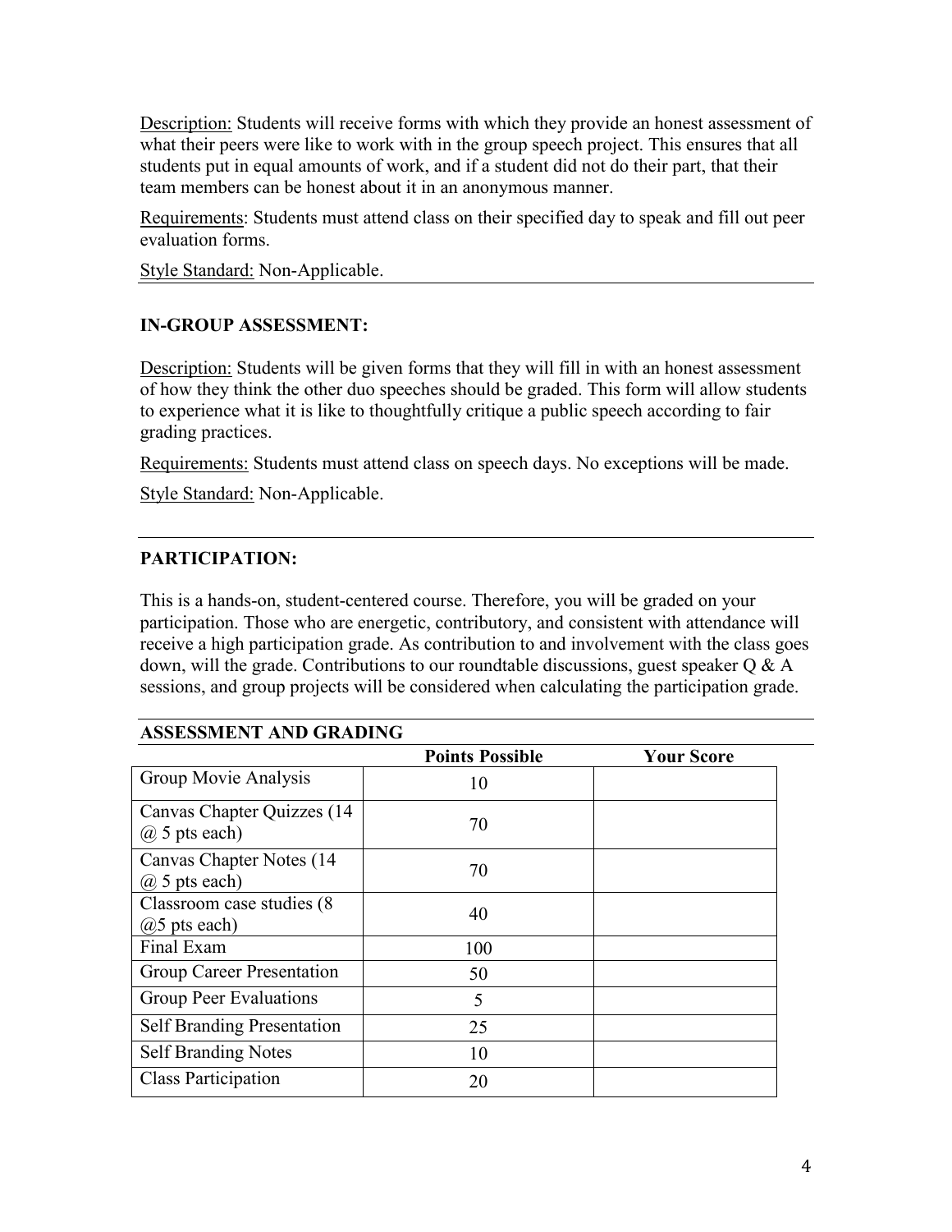Description: Students will receive forms with which they provide an honest assessment of what their peers were like to work with in the group speech project. This ensures that all students put in equal amounts of work, and if a student did not do their part, that their team members can be honest about it in an anonymous manner.

Requirements: Students must attend class on their specified day to speak and fill out peer evaluation forms.

Style Standard: Non-Applicable.

---

### IN-GROUP ASSESSMENT:

Description: Students will be given forms that they will fill in with an honest assessment of how they think the other duo speeches should be graded. This form will allow students to experience what it is like to thoughtfully critique a public speech according to fair grading practices.

Requirements: Students must attend class on speech days. No exceptions will be made.

Style Standard: Non-Applicable.

---

### PARTICIPATION:

This is a hands-on, student-centered course. Therefore, you will be graded on your participation. Those who are energetic, contributory, and consistent with attendance will receive a high participation grade. As contribution to and involvement with the class goes down, will the grade. Contributions to our roundtable discussions, guest speaker Q & A sessions, and group projects will be considered when calculating the participation grade.

---

### ASSESSMENT AND GRADING

| | Points Possible | Your Score |
|---|---|---|
| Group Movie Analysis | 10 | |
| Canvas Chapter Quizzes (14 @ 5 pts each) | 70 | |
| Canvas Chapter Notes (14 @ 5 pts each) | 70 | |
| Classroom case studies (8 @5 pts each) | 40 | |
| Final Exam | 100 | |
| Group Career Presentation | 50 | |
| Group Peer Evaluations | 5 | |
| Self Branding Presentation | 25 | |
| Self Branding Notes | 10 | |
| Class Participation | 20 | |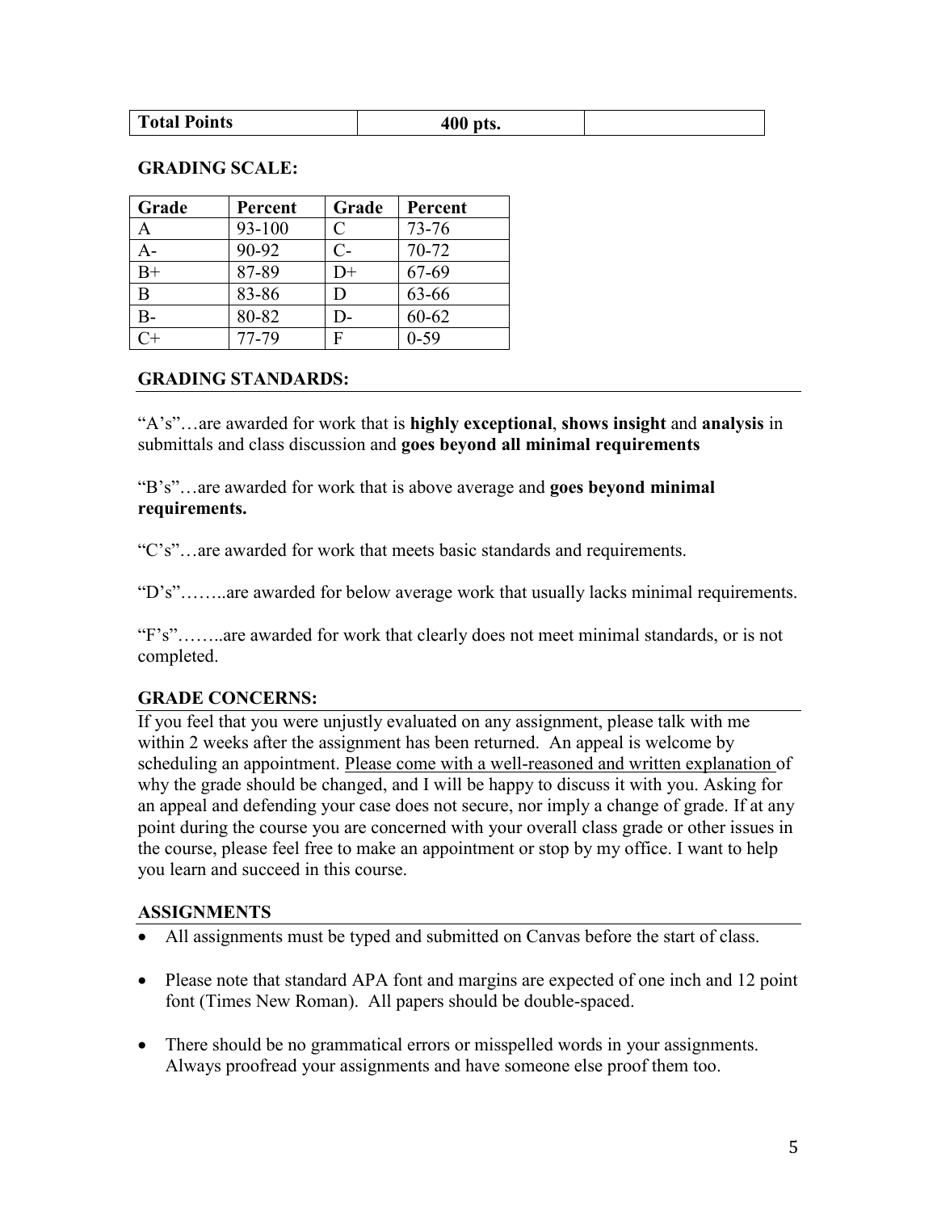| **Total Points** | **400 pts.** | |
|---|---|---|

**GRADING SCALE:**

| Grade | Percent | Grade | Percent |
|---|---|---|---|
| A | 93-100 | C | 73-76 |
| A- | 90-92 | C- | 70-72 |
| B+ | 87-89 | D+ | 67-69 |
| B | 83-86 | D | 63-66 |
| B- | 80-82 | D- | 60-62 |
| C+ | 77-79 | F | 0-59 |

**GRADING STANDARDS:**

"A's"…are awarded for work that is **highly exceptional**, **shows insight** and **analysis** in submittals and class discussion and **goes beyond all minimal requirements**

"B's"…are awarded for work that is above average and **goes beyond minimal requirements.**

"C's"…are awarded for work that meets basic standards and requirements.

"D's"……..are awarded for below average work that usually lacks minimal requirements.

"F's"……..are awarded for work that clearly does not meet minimal standards, or is not completed.

**GRADE CONCERNS:**

If you feel that you were unjustly evaluated on any assignment, please talk with me within 2 weeks after the assignment has been returned. An appeal is welcome by scheduling an appointment. Please come with a well-reasoned and written explanation of why the grade should be changed, and I will be happy to discuss it with you. Asking for an appeal and defending your case does not secure, nor imply a change of grade. If at any point during the course you are concerned with your overall class grade or other issues in the course, please feel free to make an appointment or stop by my office. I want to help you learn and succeed in this course.

**ASSIGNMENTS**

- All assignments must be typed and submitted on Canvas before the start of class.
- Please note that standard APA font and margins are expected of one inch and 12 point font (Times New Roman). All papers should be double-spaced.
- There should be no grammatical errors or misspelled words in your assignments. Always proofread your assignments and have someone else proof them too.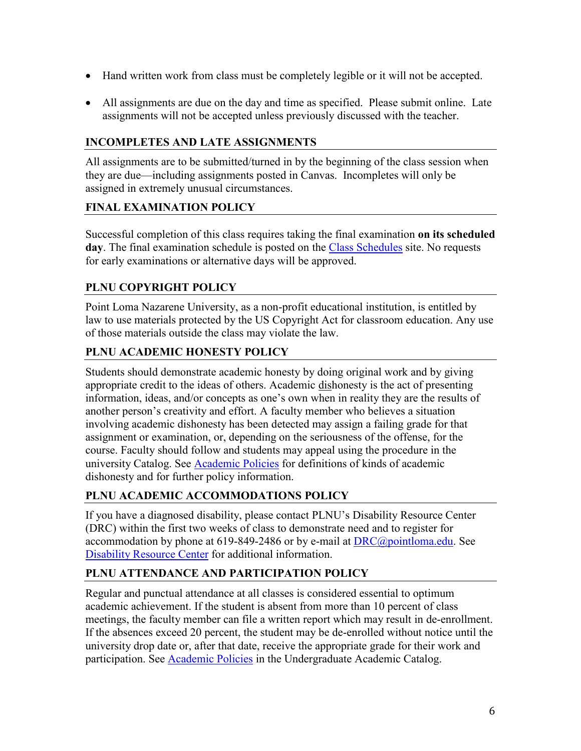- Hand written work from class must be completely legible or it will not be accepted.
- All assignments are due on the day and time as specified. Please submit online. Late assignments will not be accepted unless previously discussed with the teacher.

## INCOMPLETES AND LATE ASSIGNMENTS

All assignments are to be submitted/turned in by the beginning of the class session when they are due—including assignments posted in Canvas. Incompletes will only be assigned in extremely unusual circumstances.

## FINAL EXAMINATION POLICY

Successful completion of this class requires taking the final examination **on its scheduled day**. The final examination schedule is posted on the Class Schedules site. No requests for early examinations or alternative days will be approved.

## PLNU COPYRIGHT POLICY

Point Loma Nazarene University, as a non-profit educational institution, is entitled by law to use materials protected by the US Copyright Act for classroom education. Any use of those materials outside the class may violate the law.

## PLNU ACADEMIC HONESTY POLICY

Students should demonstrate academic honesty by doing original work and by giving appropriate credit to the ideas of others. Academic dishonesty is the act of presenting information, ideas, and/or concepts as one's own when in reality they are the results of another person's creativity and effort. A faculty member who believes a situation involving academic dishonesty has been detected may assign a failing grade for that assignment or examination, or, depending on the seriousness of the offense, for the course. Faculty should follow and students may appeal using the procedure in the university Catalog. See Academic Policies for definitions of kinds of academic dishonesty and for further policy information.

## PLNU ACADEMIC ACCOMMODATIONS POLICY

If you have a diagnosed disability, please contact PLNU's Disability Resource Center (DRC) within the first two weeks of class to demonstrate need and to register for accommodation by phone at 619-849-2486 or by e-mail at DRC@pointloma.edu. See Disability Resource Center for additional information.

## PLNU ATTENDANCE AND PARTICIPATION POLICY

Regular and punctual attendance at all classes is considered essential to optimum academic achievement. If the student is absent from more than 10 percent of class meetings, the faculty member can file a written report which may result in de-enrollment. If the absences exceed 20 percent, the student may be de-enrolled without notice until the university drop date or, after that date, receive the appropriate grade for their work and participation. See Academic Policies in the Undergraduate Academic Catalog.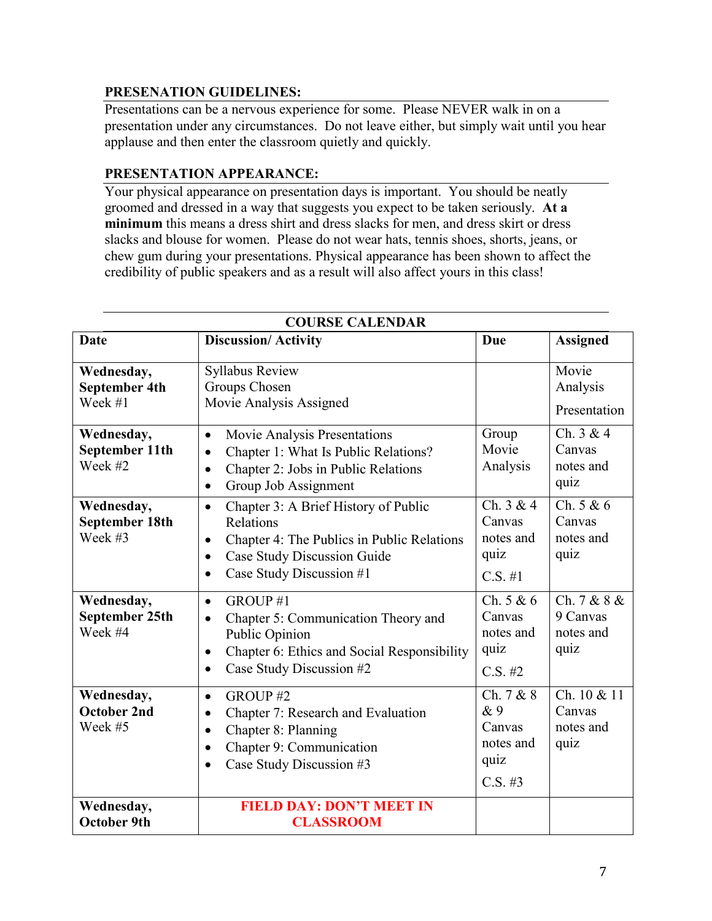**PRESENATION GUIDELINES:**

Presentations can be a nervous experience for some. Please NEVER walk in on a presentation under any circumstances. Do not leave either, but simply wait until you hear applause and then enter the classroom quietly and quickly.

**PRESENTATION APPEARANCE:**

Your physical appearance on presentation days is important. You should be neatly groomed and dressed in a way that suggests you expect to be taken seriously. **At a minimum** this means a dress shirt and dress slacks for men, and dress skirt or dress slacks and blouse for women. Please do not wear hats, tennis shoes, shorts, jeans, or chew gum during your presentations. Physical appearance has been shown to affect the credibility of public speakers and as a result will also affect yours in this class!

**COURSE CALENDAR**

| Date | Discussion/ Activity | Due | Assigned |
|---|---|---|---|
| **Wednesday, September 4th** Week #1 | Syllabus Review<br>Groups Chosen<br>Movie Analysis Assigned | | Movie Analysis Presentation |
| **Wednesday, September 11th** Week #2 | • Movie Analysis Presentations<br>• Chapter 1: What Is Public Relations?<br>• Chapter 2: Jobs in Public Relations<br>• Group Job Assignment | Group Movie Analysis | Ch. 3 & 4 Canvas notes and quiz |
| **Wednesday, September 18th** Week #3 | • Chapter 3: A Brief History of Public Relations<br>• Chapter 4: The Publics in Public Relations<br>• Case Study Discussion Guide<br>• Case Study Discussion #1 | Ch. 3 & 4 Canvas notes and quiz<br>C.S. #1 | Ch. 5 & 6 Canvas notes and quiz |
| **Wednesday, September 25th** Week #4 | • GROUP #1<br>• Chapter 5: Communication Theory and Public Opinion<br>• Chapter 6: Ethics and Social Responsibility<br>• Case Study Discussion #2 | Ch. 5 & 6 Canvas notes and quiz<br>C.S. #2 | Ch. 7 & 8 & 9 Canvas notes and quiz |
| **Wednesday, October 2nd** Week #5 | • GROUP #2<br>• Chapter 7: Research and Evaluation<br>• Chapter 8: Planning<br>• Chapter 9: Communication<br>• Case Study Discussion #3 | Ch. 7 & 8 & 9 Canvas notes and quiz<br>C.S. #3 | Ch. 10 & 11 Canvas notes and quiz |
| **Wednesday, October 9th** | **FIELD DAY: DON'T MEET IN CLASSROOM** | | |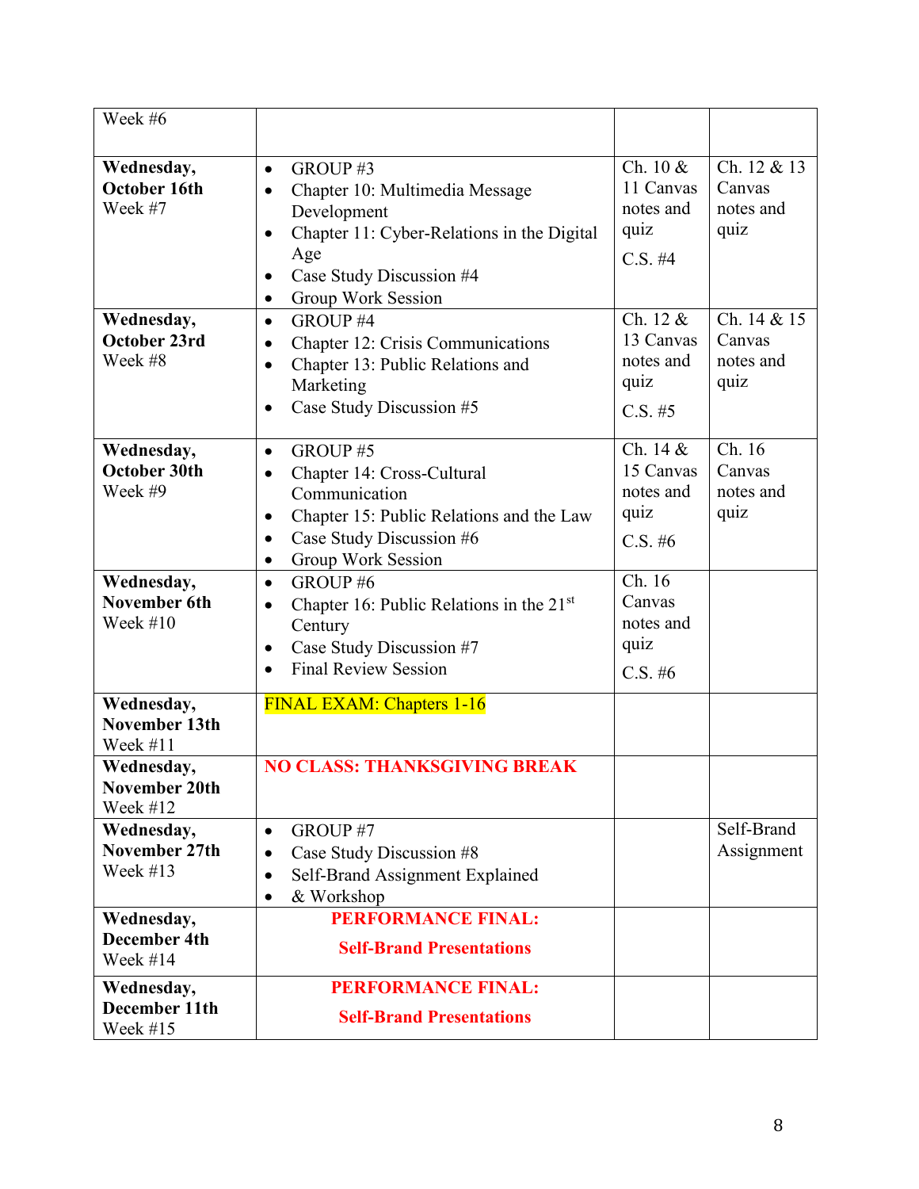| | | | |
|---|---|---|---|
| Week #6 | | | |
| **Wednesday, October 16th** Week #7 | • GROUP #3<br>• Chapter 10: Multimedia Message Development<br>• Chapter 11: Cyber-Relations in the Digital Age<br>• Case Study Discussion #4<br>• Group Work Session | Ch. 10 & 11 Canvas notes and quiz<br><br>C.S. #4 | Ch. 12 & 13 Canvas notes and quiz |
| **Wednesday, October 23rd** Week #8 | • GROUP #4<br>• Chapter 12: Crisis Communications<br>• Chapter 13: Public Relations and Marketing<br>• Case Study Discussion #5 | Ch. 12 & 13 Canvas notes and quiz<br><br>C.S. #5 | Ch. 14 & 15 Canvas notes and quiz |
| **Wednesday, October 30th** Week #9 | • GROUP #5<br>• Chapter 14: Cross-Cultural Communication<br>• Chapter 15: Public Relations and the Law<br>• Case Study Discussion #6<br>• Group Work Session | Ch. 14 & 15 Canvas notes and quiz<br><br>C.S. #6 | Ch. 16 Canvas notes and quiz |
| **Wednesday, November 6th** Week #10 | • GROUP #6<br>• Chapter 16: Public Relations in the 21st Century<br>• Case Study Discussion #7<br>• Final Review Session | Ch. 16 Canvas notes and quiz<br><br>C.S. #6 | |
| **Wednesday, November 13th** Week #11 | FINAL EXAM: Chapters 1-16 | | |
| **Wednesday, November 20th** Week #12 | **NO CLASS: THANKSGIVING BREAK** | | |
| **Wednesday, November 27th** Week #13 | • GROUP #7<br>• Case Study Discussion #8<br>• Self-Brand Assignment Explained<br>• & Workshop | | Self-Brand Assignment |
| **Wednesday, December 4th** Week #14 | **PERFORMANCE FINAL:**<br><br>**Self-Brand Presentations** | | |
| **Wednesday, December 11th** Week #15 | **PERFORMANCE FINAL:**<br><br>**Self-Brand Presentations** | | |